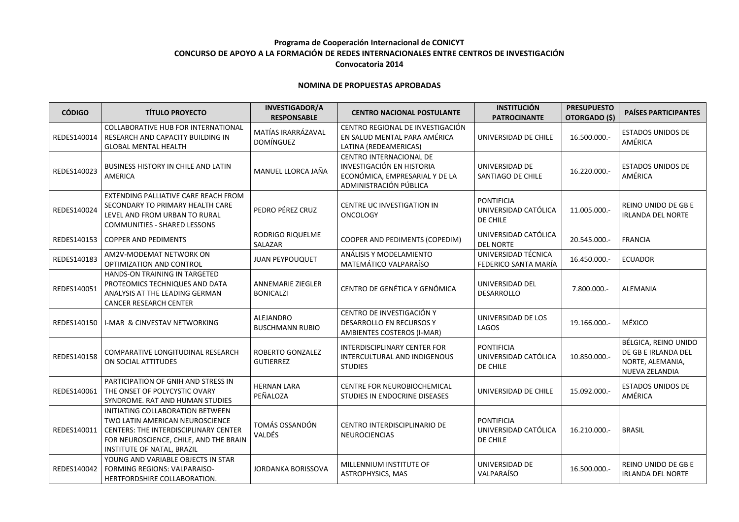**Programa de Cooperación Internacional de CONICYT**

**CONCURSO DE APOYO A LA FORMACIÓN DE REDES INTERNACIONALES ENTRE CENTROS DE INVESTIGACIÓN**

**Convocatoria 2014**

**NOMINA DE PROPUESTAS APROBADAS**

| CÓDIGO | TÍTULO PROYECTO | INVESTIGADOR/A RESPONSABLE | CENTRO NACIONAL POSTULANTE | INSTITUCIÓN PATROCINANTE | PRESUPUESTO OTORGADO ($) | PAÍSES PARTICIPANTES |
|---|---|---|---|---|---|---|
| REDES140014 | COLLABORATIVE HUB FOR INTERNATIONAL RESEARCH AND CAPACITY BUILDING IN GLOBAL MENTAL HEALTH | MATÍAS IRARRÁZAVAL DOMÍNGUEZ | CENTRO REGIONAL DE INVESTIGACIÓN EN SALUD MENTAL PARA AMÉRICA LATINA (REDEAMERICAS) | UNIVERSIDAD DE CHILE | 16.500.000.- | ESTADOS UNIDOS DE AMÉRICA |
| REDES140023 | BUSINESS HISTORY IN CHILE AND LATIN AMERICA | MANUEL LLORCA JAÑA | CENTRO INTERNACIONAL DE INVESTIGACIÓN EN HISTORIA ECONÓMICA, EMPRESARIAL Y DE LA ADMINISTRACIÓN PÚBLICA | UNIVERSIDAD DE SANTIAGO DE CHILE | 16.220.000.- | ESTADOS UNIDOS DE AMÉRICA |
| REDES140024 | EXTENDING PALLIATIVE CARE REACH FROM SECONDARY TO PRIMARY HEALTH CARE LEVEL AND FROM URBAN TO RURAL COMMUNITIES - SHARED LESSONS | PEDRO PÉREZ CRUZ | CENTRE UC INVESTIGATION IN ONCOLOGY | PONTIFICIA UNIVERSIDAD CATÓLICA DE CHILE | 11.005.000.- | REINO UNIDO DE GB E IRLANDA DEL NORTE |
| REDES140153 | COPPER AND PEDIMENTS | RODRIGO RIQUELME SALAZAR | COOPER AND PEDIMENTS (COPEDIM) | UNIVERSIDAD CATÓLICA DEL NORTE | 20.545.000.- | FRANCIA |
| REDES140183 | AM2V-MODEMAT NETWORK ON OPTIMIZATION AND CONTROL | JUAN PEYPOUQUET | ANÁLISIS Y MODELAMIENTO MATEMÁTICO VALPARAÍSO | UNIVERSIDAD TÉCNICA FEDERICO SANTA MARÍA | 16.450.000.- | ECUADOR |
| REDES140051 | HANDS-ON TRAINING IN TARGETED PROTEOMICS TECHNIQUES AND DATA ANALYSIS AT THE LEADING GERMAN CANCER RESEARCH CENTER | ANNEMARIE ZIEGLER BONICALZI | CENTRO DE GENÉTICA Y GENÓMICA | UNIVERSIDAD DEL DESARROLLO | 7.800.000.- | ALEMANIA |
| REDES140150 | I-MAR & CINVESTAV NETWORKING | ALEJANDRO BUSCHMANN RUBIO | CENTRO DE INVESTIGACIÓN Y DESARROLLO EN RECURSOS Y AMBIENTES COSTEROS (I-MAR) | UNIVERSIDAD DE LOS LAGOS | 19.166.000.- | MÉXICO |
| REDES140158 | COMPARATIVE LONGITUDINAL RESEARCH ON SOCIAL ATTITUDES | ROBERTO GONZALEZ GUTIERREZ | INTERDISCIPLINARY CENTER FOR INTERCULTURAL AND INDIGENOUS STUDIES | PONTIFICIA UNIVERSIDAD CATÓLICA DE CHILE | 10.850.000.- | BÉLGICA, REINO UNIDO DE GB E IRLANDA DEL NORTE, ALEMANIA, NUEVA ZELANDIA |
| REDES140061 | PARTICIPATION OF GNIH AND STRESS IN THE ONSET OF POLYCYSTIC OVARY SYNDROME. RAT AND HUMAN STUDIES | HERNAN LARA PEÑALOZA | CENTRE FOR NEUROBIOCHEMICAL STUDIES IN ENDOCRINE DISEASES | UNIVERSIDAD DE CHILE | 15.092.000.- | ESTADOS UNIDOS DE AMÉRICA |
| REDES140011 | INITIATING COLLABORATION BETWEEN TWO LATIN AMERICAN NEUROSCIENCE CENTERS: THE INTERDISCIPLINARY CENTER FOR NEUROSCIENCE, CHILE, AND THE BRAIN INSTITUTE OF NATAL, BRAZIL | TOMÁS OSSANDÓN VALDÉS | CENTRO INTERDISCIPLINARIO DE NEUROCIENCIAS | PONTIFICIA UNIVERSIDAD CATÓLICA DE CHILE | 16.210.000.- | BRASIL |
| REDES140042 | YOUNG AND VARIABLE OBJECTS IN STAR FORMING REGIONS: VALPARAISO-HERTFORDSHIRE COLLABORATION. | JORDANKA BORISSOVA | MILLENNIUM INSTITUTE OF ASTROPHYSICS, MAS | UNIVERSIDAD DE VALPARAÍSO | 16.500.000.- | REINO UNIDO DE GB E IRLANDA DEL NORTE |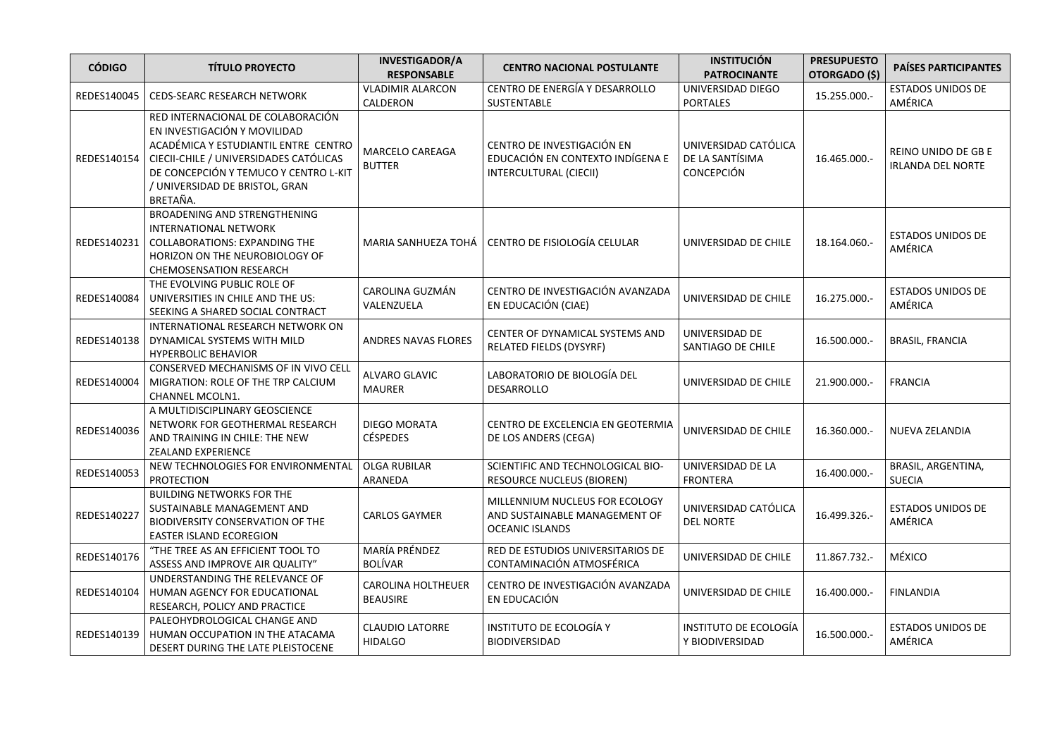| CÓDIGO | TÍTULO PROYECTO | INVESTIGADOR/A RESPONSABLE | CENTRO NACIONAL POSTULANTE | INSTITUCIÓN PATROCINANTE | PRESUPUESTO OTORGADO ($) | PAÍSES PARTICIPANTES |
|---|---|---|---|---|---|---|
| REDES140045 | CEDS-SEARC RESEARCH NETWORK | VLADIMIR ALARCON CALDERON | CENTRO DE ENERGÍA Y DESARROLLO SUSTENTABLE | UNIVERSIDAD DIEGO PORTALES | 15.255.000.- | ESTADOS UNIDOS DE AMÉRICA |
| REDES140154 | RED INTERNACIONAL DE COLABORACIÓN EN INVESTIGACIÓN Y MOVILIDAD ACADÉMICA Y ESTUDIANTIL ENTRE CENTRO CIECII-CHILE / UNIVERSIDADES CATÓLICAS DE CONCEPCIÓN Y TEMUCO Y CENTRO L-KIT / UNIVERSIDAD DE BRISTOL, GRAN BRETAÑA. | MARCELO CAREAGA BUTTER | CENTRO DE INVESTIGACIÓN EN EDUCACIÓN EN CONTEXTO INDÍGENA E INTERCULTURAL (CIECII) | UNIVERSIDAD CATÓLICA DE LA SANTÍSIMA CONCEPCIÓN | 16.465.000.- | REINO UNIDO DE GB E IRLANDA DEL NORTE |
| REDES140231 | BROADENING AND STRENGTHENING INTERNATIONAL NETWORK COLLABORATIONS: EXPANDING THE HORIZON ON THE NEUROBIOLOGY OF CHEMOSENSATION RESEARCH | MARIA SANHUEZA TOHÁ | CENTRO DE FISIOLOGÍA CELULAR | UNIVERSIDAD DE CHILE | 18.164.060.- | ESTADOS UNIDOS DE AMÉRICA |
| REDES140084 | THE EVOLVING PUBLIC ROLE OF UNIVERSITIES IN CHILE AND THE US: SEEKING A SHARED SOCIAL CONTRACT | CAROLINA GUZMÁN VALENZUELA | CENTRO DE INVESTIGACIÓN AVANZADA EN EDUCACIÓN (CIAE) | UNIVERSIDAD DE CHILE | 16.275.000.- | ESTADOS UNIDOS DE AMÉRICA |
| REDES140138 | INTERNATIONAL RESEARCH NETWORK ON DYNAMICAL SYSTEMS WITH MILD HYPERBOLIC BEHAVIOR | ANDRES NAVAS FLORES | CENTER OF DYNAMICAL SYSTEMS AND RELATED FIELDS (DYSYRF) | UNIVERSIDAD DE SANTIAGO DE CHILE | 16.500.000.- | BRASIL, FRANCIA |
| REDES140004 | CONSERVED MECHANISMS OF IN VIVO CELL MIGRATION: ROLE OF THE TRP CALCIUM CHANNEL MCOLN1. | ALVARO GLAVIC MAURER | LABORATORIO DE BIOLOGÍA DEL DESARROLLO | UNIVERSIDAD DE CHILE | 21.900.000.- | FRANCIA |
| REDES140036 | A MULTIDISCIPLINARY GEOSCIENCE NETWORK FOR GEOTHERMAL RESEARCH AND TRAINING IN CHILE: THE NEW ZEALAND EXPERIENCE | DIEGO MORATA CÉSPEDES | CENTRO DE EXCELENCIA EN GEOTERMIA DE LOS ANDERS (CEGA) | UNIVERSIDAD DE CHILE | 16.360.000.- | NUEVA ZELANDIA |
| REDES140053 | NEW TECHNOLOGIES FOR ENVIRONMENTAL PROTECTION | OLGA RUBILAR ARANEDA | SCIENTIFIC AND TECHNOLOGICAL BIO-RESOURCE NUCLEUS (BIOREN) | UNIVERSIDAD DE LA FRONTERA | 16.400.000.- | BRASIL, ARGENTINA, SUECIA |
| REDES140227 | BUILDING NETWORKS FOR THE SUSTAINABLE MANAGEMENT AND BIODIVERSITY CONSERVATION OF THE EASTER ISLAND ECOREGION | CARLOS GAYMER | MILLENNIUM NUCLEUS FOR ECOLOGY AND SUSTAINABLE MANAGEMENT OF OCEANIC ISLANDS | UNIVERSIDAD CATÓLICA DEL NORTE | 16.499.326.- | ESTADOS UNIDOS DE AMÉRICA |
| REDES140176 | "THE TREE AS AN EFFICIENT TOOL TO ASSESS AND IMPROVE AIR QUALITY" | MARÍA PRÉNDEZ BOLÍVAR | RED DE ESTUDIOS UNIVERSITARIOS DE CONTAMINACIÓN ATMOSFÉRICA | UNIVERSIDAD DE CHILE | 11.867.732.- | MÉXICO |
| REDES140104 | UNDERSTANDING THE RELEVANCE OF HUMAN AGENCY FOR EDUCATIONAL RESEARCH, POLICY AND PRACTICE | CAROLINA HOLTHEUER BEAUSIRE | CENTRO DE INVESTIGACIÓN AVANZADA EN EDUCACIÓN | UNIVERSIDAD DE CHILE | 16.400.000.- | FINLANDIA |
| REDES140139 | PALEOHYDROLOGICAL CHANGE AND HUMAN OCCUPATION IN THE ATACAMA DESERT DURING THE LATE PLEISTOCENE | CLAUDIO LATORRE HIDALGO | INSTITUTO DE ECOLOGÍA Y BIODIVERSIDAD | INSTITUTO DE ECOLOGÍA Y BIODIVERSIDAD | 16.500.000.- | ESTADOS UNIDOS DE AMÉRICA |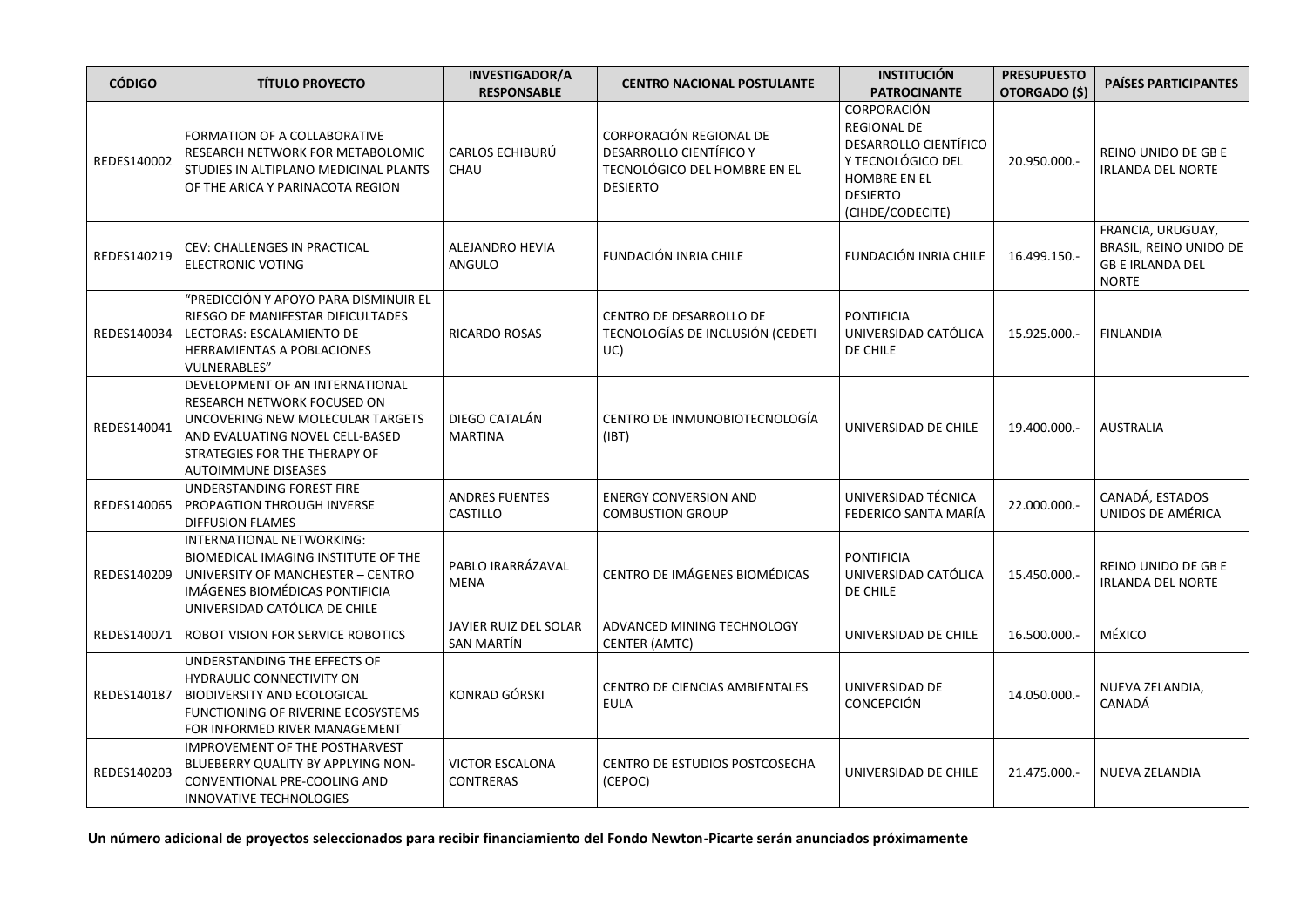| CÓDIGO | TÍTULO PROYECTO | INVESTIGADOR/A RESPONSABLE | CENTRO NACIONAL POSTULANTE | INSTITUCIÓN PATROCINANTE | PRESUPUESTO OTORGADO ($) | PAÍSES PARTICIPANTES |
|---|---|---|---|---|---|---|
| REDES140002 | FORMATION OF A COLLABORATIVE RESEARCH NETWORK FOR METABOLOMIC STUDIES IN ALTIPLANO MEDICINAL PLANTS OF THE ARICA Y PARINACOTA REGION | CARLOS ECHIBURÚ CHAU | CORPORACIÓN REGIONAL DE DESARROLLO CIENTÍFICO Y TECNOLÓGICO DEL HOMBRE EN EL DESIERTO | CORPORACIÓN REGIONAL DE DESARROLLO CIENTÍFICO Y TECNOLÓGICO DEL HOMBRE EN EL DESIERTO (CIHDE/CODECITE) | 20.950.000.- | REINO UNIDO DE GB E IRLANDA DEL NORTE |
| REDES140219 | CEV: CHALLENGES IN PRACTICAL ELECTRONIC VOTING | ALEJANDRO HEVIA ANGULO | FUNDACIÓN INRIA CHILE | FUNDACIÓN INRIA CHILE | 16.499.150.- | FRANCIA, URUGUAY, BRASIL, REINO UNIDO DE GB E IRLANDA DEL NORTE |
| REDES140034 | "PREDICCIÓN Y APOYO PARA DISMINUIR EL RIESGO DE MANIFESTAR DIFICULTADES LECTORAS: ESCALAMIENTO DE HERRAMIENTAS A POBLACIONES VULNERABLES" | RICARDO ROSAS | CENTRO DE DESARROLLO DE TECNOLOGÍAS DE INCLUSIÓN (CEDETI UC) | PONTIFICIA UNIVERSIDAD CATÓLICA DE CHILE | 15.925.000.- | FINLANDIA |
| REDES140041 | DEVELOPMENT OF AN INTERNATIONAL RESEARCH NETWORK FOCUSED ON UNCOVERING NEW MOLECULAR TARGETS AND EVALUATING NOVEL CELL-BASED STRATEGIES FOR THE THERAPY OF AUTOIMMUNE DISEASES | DIEGO CATALÁN MARTINA | CENTRO DE INMUNOBIOTECNOLOGÍA (IBT) | UNIVERSIDAD DE CHILE | 19.400.000.- | AUSTRALIA |
| REDES140065 | UNDERSTANDING FOREST FIRE PROPAGTION THROUGH INVERSE DIFFUSION FLAMES | ANDRES FUENTES CASTILLO | ENERGY CONVERSION AND COMBUSTION GROUP | UNIVERSIDAD TÉCNICA FEDERICO SANTA MARÍA | 22.000.000.- | CANADÁ, ESTADOS UNIDOS DE AMÉRICA |
| REDES140209 | INTERNATIONAL NETWORKING: BIOMEDICAL IMAGING INSTITUTE OF THE UNIVERSITY OF MANCHESTER – CENTRO IMÁGENES BIOMÉDICAS PONTIFICIA UNIVERSIDAD CATÓLICA DE CHILE | PABLO IRARRÁZAVAL MENA | CENTRO DE IMÁGENES BIOMÉDICAS | PONTIFICIA UNIVERSIDAD CATÓLICA DE CHILE | 15.450.000.- | REINO UNIDO DE GB E IRLANDA DEL NORTE |
| REDES140071 | ROBOT VISION FOR SERVICE ROBOTICS | JAVIER RUIZ DEL SOLAR SAN MARTÍN | ADVANCED MINING TECHNOLOGY CENTER (AMTC) | UNIVERSIDAD DE CHILE | 16.500.000.- | MÉXICO |
| REDES140187 | UNDERSTANDING THE EFFECTS OF HYDRAULIC CONNECTIVITY ON BIODIVERSITY AND ECOLOGICAL FUNCTIONING OF RIVERINE ECOSYSTEMS FOR INFORMED RIVER MANAGEMENT | KONRAD GÓRSKI | CENTRO DE CIENCIAS AMBIENTALES EULA | UNIVERSIDAD DE CONCEPCIÓN | 14.050.000.- | NUEVA ZELANDIA, CANADÁ |
| REDES140203 | IMPROVEMENT OF THE POSTHARVEST BLUEBERRY QUALITY BY APPLYING NON-CONVENTIONAL PRE-COOLING AND INNOVATIVE TECHNOLOGIES | VICTOR ESCALONA CONTRERAS | CENTRO DE ESTUDIOS POSTCOSECHA (CEPOC) | UNIVERSIDAD DE CHILE | 21.475.000.- | NUEVA ZELANDIA |

**Un número adicional de proyectos seleccionados para recibir financiamiento del Fondo Newton-Picarte serán anunciados próximamente**